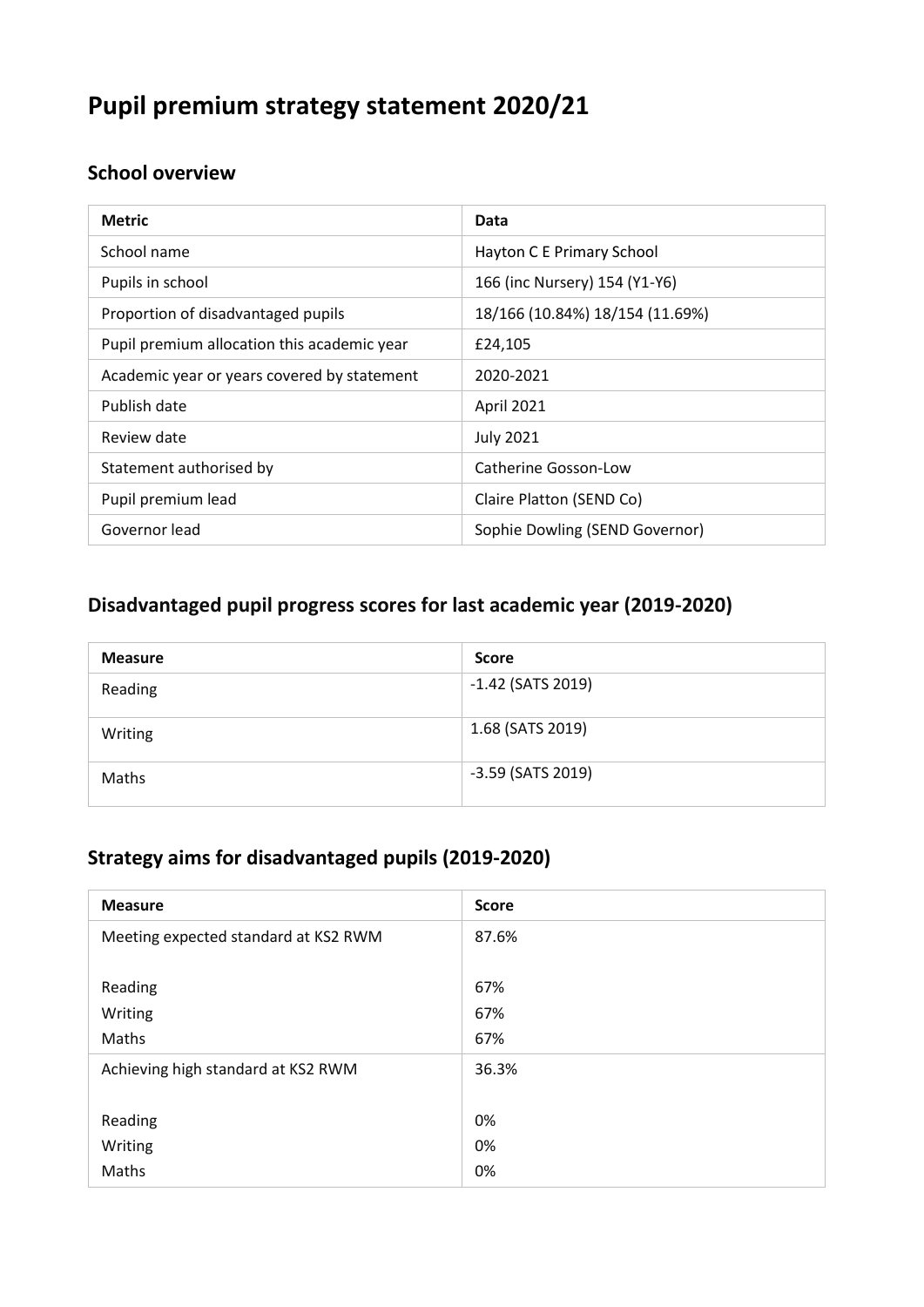# Pupil premium strategy statement 2020/21

## School overview

| Metric | Data |
|---|---|
| School name | Hayton C E Primary School |
| Pupils in school | 166 (inc Nursery) 154 (Y1-Y6) |
| Proportion of disadvantaged pupils | 18/166 (10.84%) 18/154 (11.69%) |
| Pupil premium allocation this academic year | £24,105 |
| Academic year or years covered by statement | 2020-2021 |
| Publish date | April 2021 |
| Review date | July 2021 |
| Statement authorised by | Catherine Gosson-Low |
| Pupil premium lead | Claire Platton (SEND Co) |
| Governor lead | Sophie Dowling (SEND Governor) |

## Disadvantaged pupil progress scores for last academic year (2019-2020)

| Measure | Score |
|---|---|
| Reading | -1.42 (SATS 2019) |
| Writing | 1.68 (SATS 2019) |
| Maths | -3.59 (SATS 2019) |

## Strategy aims for disadvantaged pupils (2019-2020)

| Measure | Score |
|---|---|
| Meeting expected standard at KS2 RWM<br><br>Reading<br>Writing<br>Maths | 87.6%<br><br>67%<br>67%<br>67% |
| Achieving high standard at KS2 RWM<br><br>Reading<br>Writing<br>Maths | 36.3%<br><br>0%<br>0%<br>0% |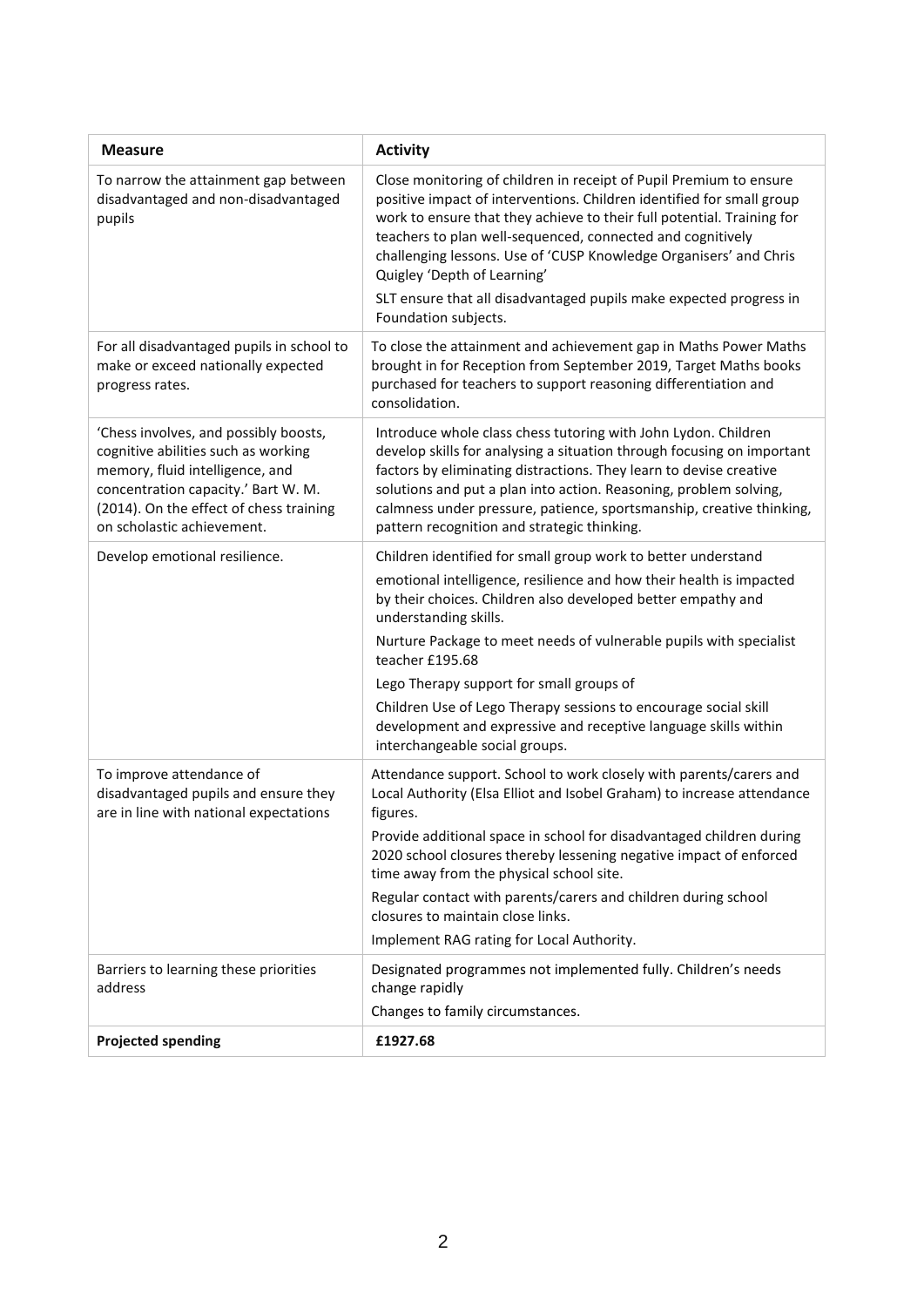| Measure | Activity |
| --- | --- |
| To narrow the attainment gap between disadvantaged and non-disadvantaged pupils | Close monitoring of children in receipt of Pupil Premium to ensure positive impact of interventions. Children identified for small group work to ensure that they achieve to their full potential. Training for teachers to plan well-sequenced, connected and cognitively challenging lessons. Use of 'CUSP Knowledge Organisers' and Chris Quigley 'Depth of Learning'<br>SLT ensure that all disadvantaged pupils make expected progress in Foundation subjects. |
| For all disadvantaged pupils in school to make or exceed nationally expected progress rates. | To close the attainment and achievement gap in Maths Power Maths brought in for Reception from September 2019, Target Maths books purchased for teachers to support reasoning differentiation and consolidation. |
| 'Chess involves, and possibly boosts, cognitive abilities such as working memory, fluid intelligence, and concentration capacity.' Bart W. M. (2014). On the effect of chess training on scholastic achievement. | Introduce whole class chess tutoring with John Lydon. Children develop skills for analysing a situation through focusing on important factors by eliminating distractions. They learn to devise creative solutions and put a plan into action. Reasoning, problem solving, calmness under pressure, patience, sportsmanship, creative thinking, pattern recognition and strategic thinking. |
| Develop emotional resilience. | Children identified for small group work to better understand<br>emotional intelligence, resilience and how their health is impacted by their choices. Children also developed better empathy and understanding skills.<br>Nurture Package to meet needs of vulnerable pupils with specialist teacher £195.68<br>Lego Therapy support for small groups of<br>Children Use of Lego Therapy sessions to encourage social skill development and expressive and receptive language skills within interchangeable social groups. |
| To improve attendance of disadvantaged pupils and ensure they are in line with national expectations | Attendance support. School to work closely with parents/carers and Local Authority (Elsa Elliot and Isobel Graham) to increase attendance figures.<br>Provide additional space in school for disadvantaged children during 2020 school closures thereby lessening negative impact of enforced time away from the physical school site.<br>Regular contact with parents/carers and children during school closures to maintain close links.<br>Implement RAG rating for Local Authority. |
| Barriers to learning these priorities address | Designated programmes not implemented fully. Children's needs change rapidly<br>Changes to family circumstances. |
| **Projected spending** | **£1927.68** |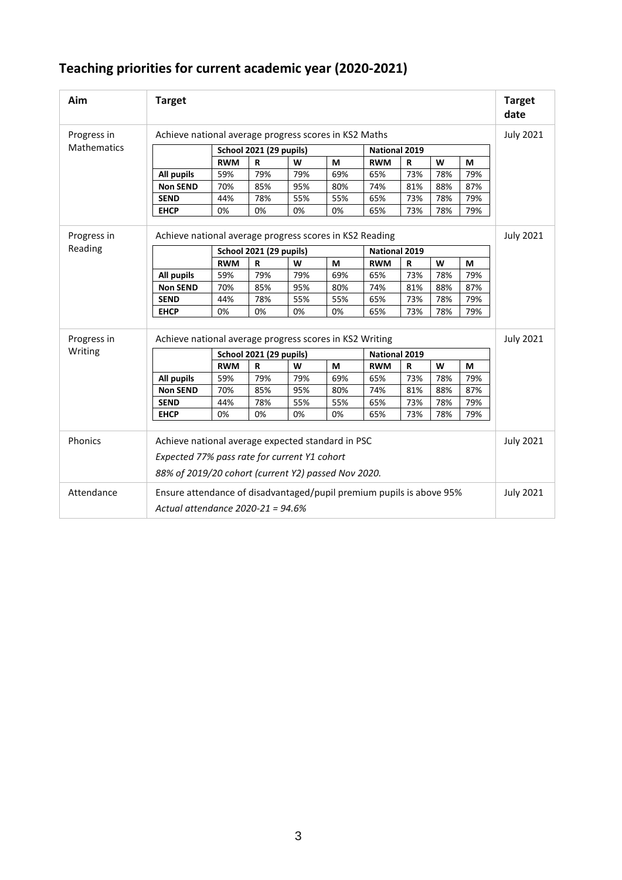## Teaching priorities for current academic year (2020-2021)

| Aim | Target | Target date |
|---|---|---|
| Progress in Mathematics | Achieve national average progress scores in KS2 Maths | July 2021 |
| Progress in Reading | Achieve national average progress scores in KS2 Reading | July 2021 |
| Progress in Writing | Achieve national average progress scores in KS2 Writing | July 2021 |
| Phonics | Achieve national average expected standard in PSC<br>*Expected 77% pass rate for current Y1 cohort*<br>*88% of 2019/20 cohort (current Y2) passed Nov 2020.* | July 2021 |
| Attendance | Ensure attendance of disadvantaged/pupil premium pupils is above 95%<br>*Actual attendance 2020-21 = 94.6%* | July 2021 |

**Progress in Mathematics – KS2 Maths**

| | School 2021 (29 pupils) | | | | National 2019 | | | |
|---|---|---|---|---|---|---|---|---|
| | **RWM** | **R** | **W** | **M** | **RWM** | **R** | **W** | **M** |
| **All pupils** | 59% | 79% | 79% | 69% | 65% | 73% | 78% | 79% |
| **Non SEND** | 70% | 85% | 95% | 80% | 74% | 81% | 88% | 87% |
| **SEND** | 44% | 78% | 55% | 55% | 65% | 73% | 78% | 79% |
| **EHCP** | 0% | 0% | 0% | 0% | 65% | 73% | 78% | 79% |

**Progress in Reading – KS2 Reading**

| | School 2021 (29 pupils) | | | | National 2019 | | | |
|---|---|---|---|---|---|---|---|---|
| | **RWM** | **R** | **W** | **M** | **RWM** | **R** | **W** | **M** |
| **All pupils** | 59% | 79% | 79% | 69% | 65% | 73% | 78% | 79% |
| **Non SEND** | 70% | 85% | 95% | 80% | 74% | 81% | 88% | 87% |
| **SEND** | 44% | 78% | 55% | 55% | 65% | 73% | 78% | 79% |
| **EHCP** | 0% | 0% | 0% | 0% | 65% | 73% | 78% | 79% |

**Progress in Writing – KS2 Writing**

| | School 2021 (29 pupils) | | | | National 2019 | | | |
|---|---|---|---|---|---|---|---|---|
| | **RWM** | **R** | **W** | **M** | **RWM** | **R** | **W** | **M** |
| **All pupils** | 59% | 79% | 79% | 69% | 65% | 73% | 78% | 79% |
| **Non SEND** | 70% | 85% | 95% | 80% | 74% | 81% | 88% | 87% |
| **SEND** | 44% | 78% | 55% | 55% | 65% | 73% | 78% | 79% |
| **EHCP** | 0% | 0% | 0% | 0% | 65% | 73% | 78% | 79% |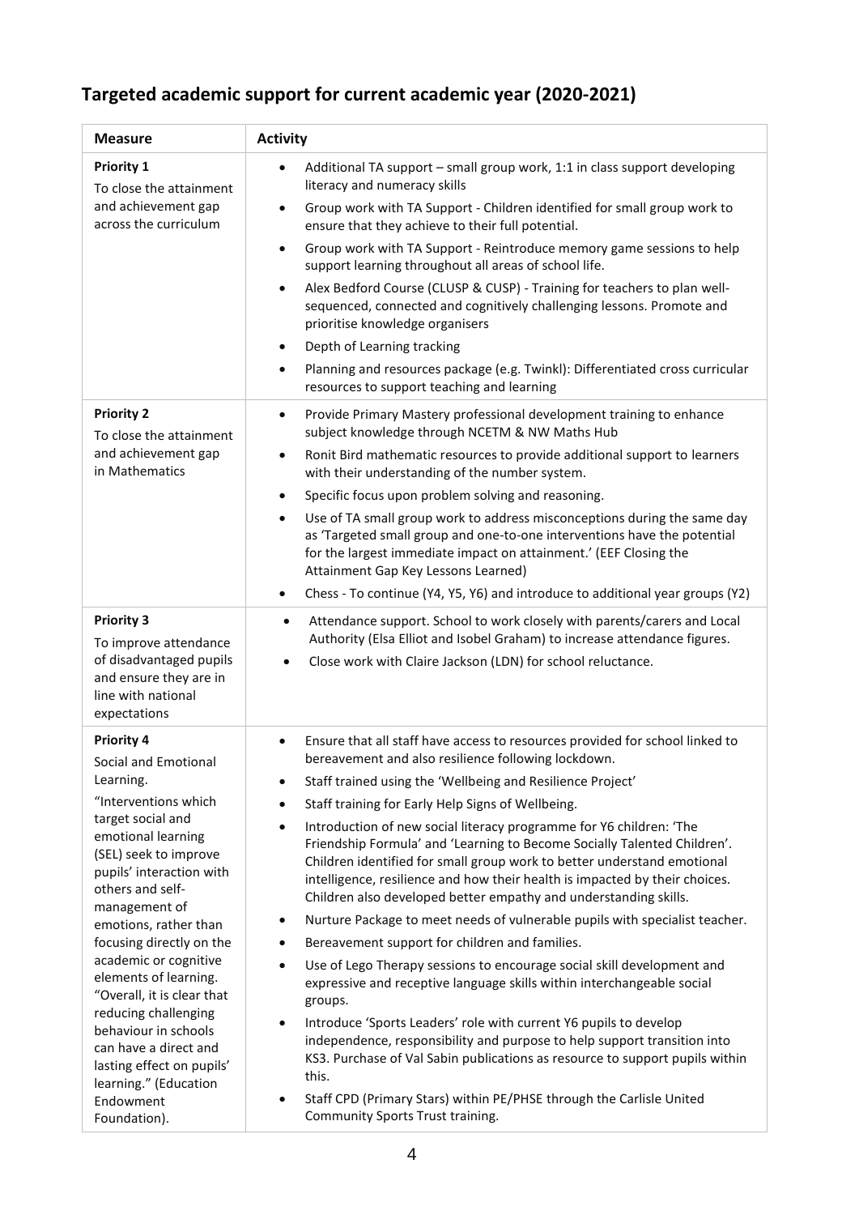## Targeted academic support for current academic year (2020-2021)

| Measure | Activity |
|---|---|
| **Priority 1**<br>To close the attainment and achievement gap across the curriculum | • Additional TA support – small group work, 1:1 in class support developing literacy and numeracy skills<br>• Group work with TA Support - Children identified for small group work to ensure that they achieve to their full potential.<br>• Group work with TA Support - Reintroduce memory game sessions to help support learning throughout all areas of school life.<br>• Alex Bedford Course (CLUSP & CUSP) - Training for teachers to plan well-sequenced, connected and cognitively challenging lessons. Promote and prioritise knowledge organisers<br>• Depth of Learning tracking<br>• Planning and resources package (e.g. Twinkl): Differentiated cross curricular resources to support teaching and learning |
| **Priority 2**<br>To close the attainment and achievement gap in Mathematics | • Provide Primary Mastery professional development training to enhance subject knowledge through NCETM & NW Maths Hub<br>• Ronit Bird mathematic resources to provide additional support to learners with their understanding of the number system.<br>• Specific focus upon problem solving and reasoning.<br>• Use of TA small group work to address misconceptions during the same day as 'Targeted small group and one-to-one interventions have the potential for the largest immediate impact on attainment.' (EEF Closing the Attainment Gap Key Lessons Learned)<br>• Chess - To continue (Y4, Y5, Y6) and introduce to additional year groups (Y2) |
| **Priority 3**<br>To improve attendance of disadvantaged pupils and ensure they are in line with national expectations | • Attendance support. School to work closely with parents/carers and Local Authority (Elsa Elliot and Isobel Graham) to increase attendance figures.<br>• Close work with Claire Jackson (LDN) for school reluctance. |
| **Priority 4**<br>Social and Emotional Learning.<br>"Interventions which target social and emotional learning (SEL) seek to improve pupils' interaction with others and self-management of emotions, rather than focusing directly on the academic or cognitive elements of learning. "Overall, it is clear that reducing challenging behaviour in schools can have a direct and lasting effect on pupils' learning." (Education Endowment Foundation). | • Ensure that all staff have access to resources provided for school linked to bereavement and also resilience following lockdown.<br>• Staff trained using the 'Wellbeing and Resilience Project'<br>• Staff training for Early Help Signs of Wellbeing.<br>• Introduction of new social literacy programme for Y6 children: 'The Friendship Formula' and 'Learning to Become Socially Talented Children'. Children identified for small group work to better understand emotional intelligence, resilience and how their health is impacted by their choices. Children also developed better empathy and understanding skills.<br>• Nurture Package to meet needs of vulnerable pupils with specialist teacher.<br>• Bereavement support for children and families.<br>• Use of Lego Therapy sessions to encourage social skill development and expressive and receptive language skills within interchangeable social groups.<br>• Introduce 'Sports Leaders' role with current Y6 pupils to develop independence, responsibility and purpose to help support transition into KS3. Purchase of Val Sabin publications as resource to support pupils within this.<br>• Staff CPD (Primary Stars) within PE/PHSE through the Carlisle United Community Sports Trust training. |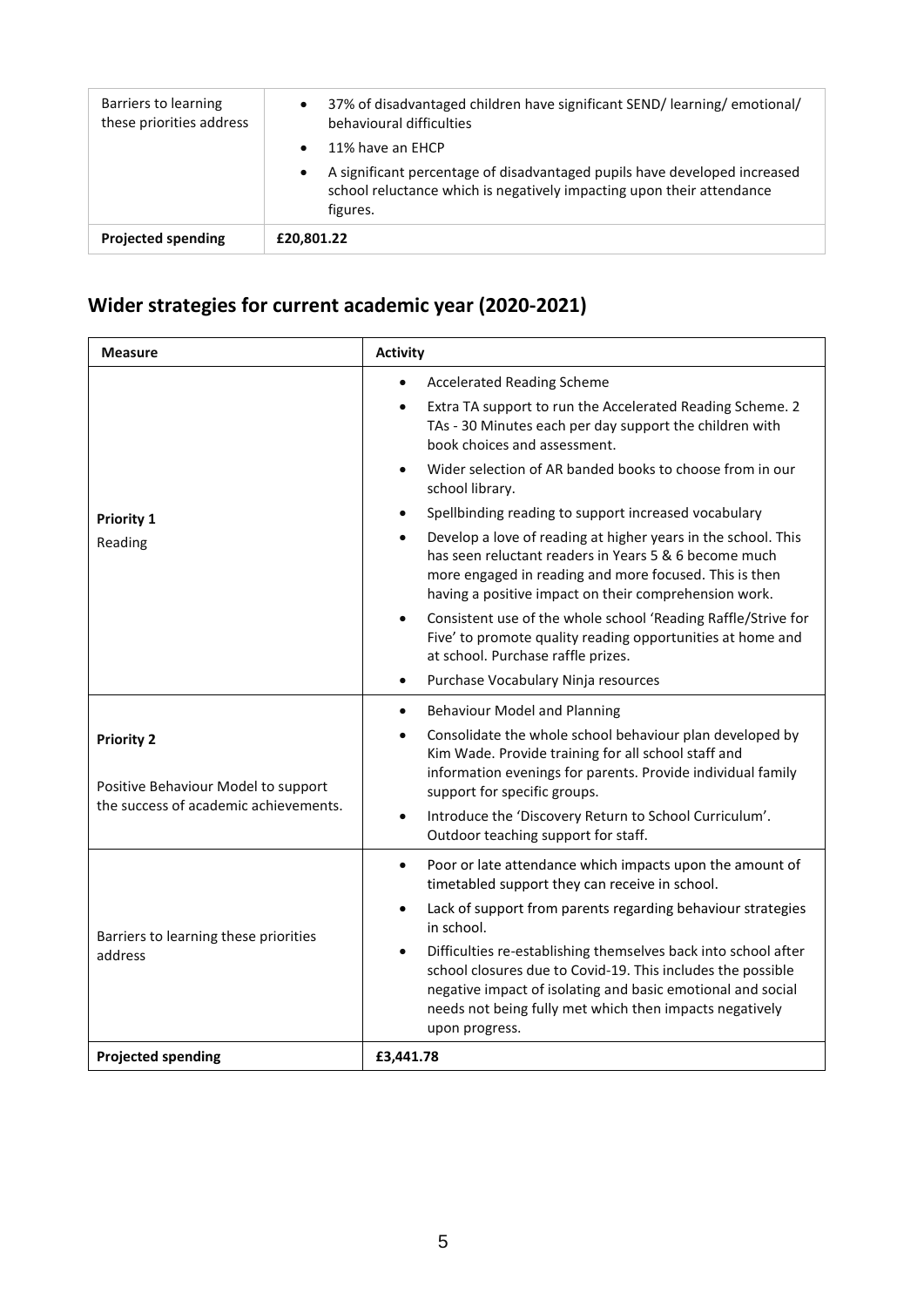| Barriers to learning these priorities address | • 37% of disadvantaged children have significant SEND/ learning/ emotional/ behavioural difficulties<br>• 11% have an EHCP<br>• A significant percentage of disadvantaged pupils have developed increased school reluctance which is negatively impacting upon their attendance figures. |
|---|---|
| **Projected spending** | **£20,801.22** |

## Wider strategies for current academic year (2020-2021)

| Measure | Activity |
|---|---|
| **Priority 1**<br>Reading | • Accelerated Reading Scheme<br>• Extra TA support to run the Accelerated Reading Scheme. 2 TAs - 30 Minutes each per day support the children with book choices and assessment.<br>• Wider selection of AR banded books to choose from in our school library.<br>• Spellbinding reading to support increased vocabulary<br>• Develop a love of reading at higher years in the school. This has seen reluctant readers in Years 5 & 6 become much more engaged in reading and more focused. This is then having a positive impact on their comprehension work.<br>• Consistent use of the whole school 'Reading Raffle/Strive for Five' to promote quality reading opportunities at home and at school. Purchase raffle prizes.<br>• Purchase Vocabulary Ninja resources |
| **Priority 2**<br>Positive Behaviour Model to support the success of academic achievements. | • Behaviour Model and Planning<br>• Consolidate the whole school behaviour plan developed by Kim Wade. Provide training for all school staff and information evenings for parents. Provide individual family support for specific groups.<br>• Introduce the 'Discovery Return to School Curriculum'. Outdoor teaching support for staff. |
| Barriers to learning these priorities address | • Poor or late attendance which impacts upon the amount of timetabled support they can receive in school.<br>• Lack of support from parents regarding behaviour strategies in school.<br>• Difficulties re-establishing themselves back into school after school closures due to Covid-19. This includes the possible negative impact of isolating and basic emotional and social needs not being fully met which then impacts negatively upon progress. |
| **Projected spending** | **£3,441.78** |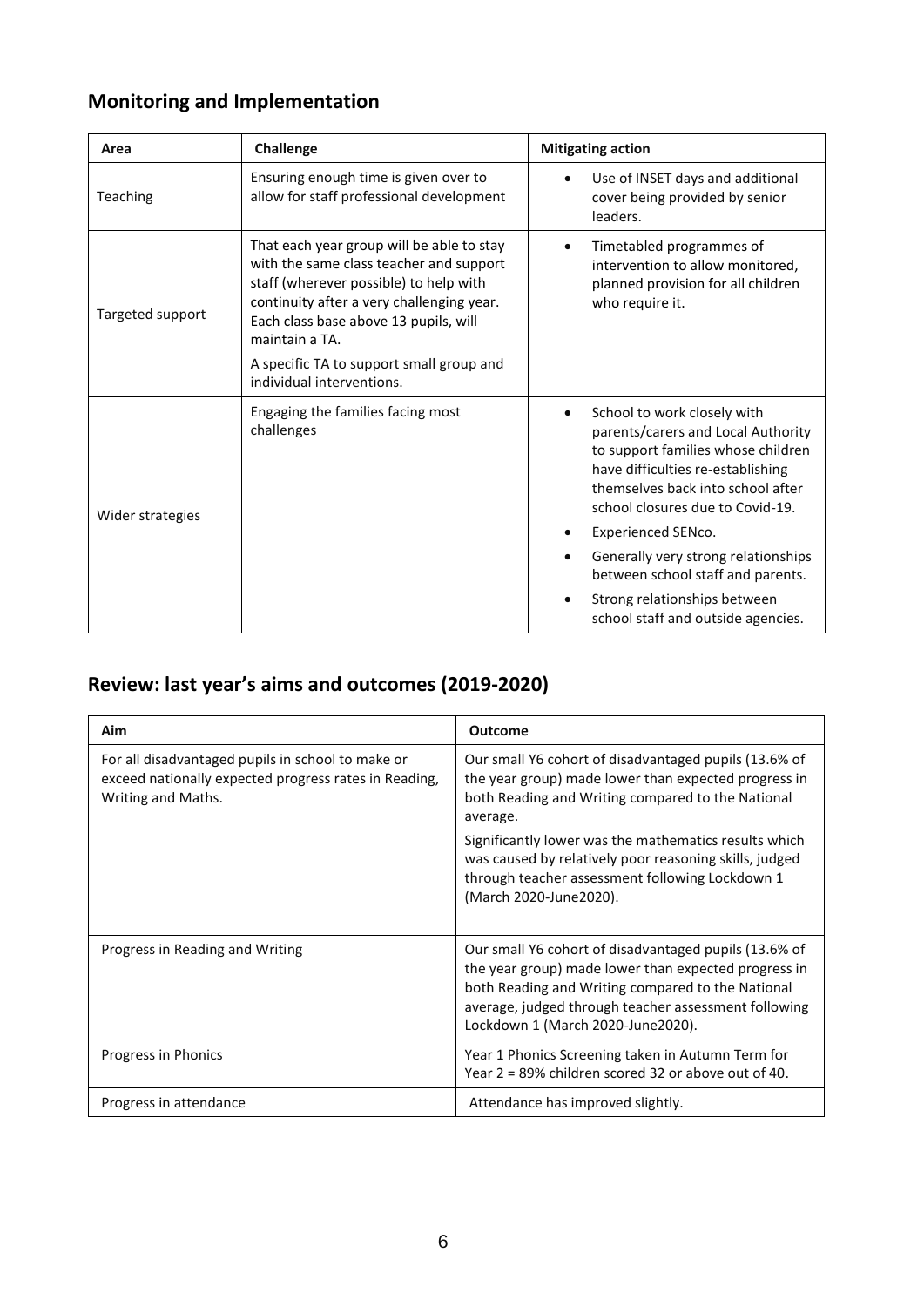## Monitoring and Implementation

| Area | Challenge | Mitigating action |
|---|---|---|
| Teaching | Ensuring enough time is given over to allow for staff professional development | • Use of INSET days and additional cover being provided by senior leaders. |
| Targeted support | That each year group will be able to stay with the same class teacher and support staff (wherever possible) to help with continuity after a very challenging year. Each class base above 13 pupils, will maintain a TA.<br><br>A specific TA to support small group and individual interventions. | • Timetabled programmes of intervention to allow monitored, planned provision for all children who require it. |
| Wider strategies | Engaging the families facing most challenges | • School to work closely with parents/carers and Local Authority to support families whose children have difficulties re-establishing themselves back into school after school closures due to Covid-19.<br>• Experienced SENco.<br>• Generally very strong relationships between school staff and parents.<br>• Strong relationships between school staff and outside agencies. |

## Review: last year's aims and outcomes (2019-2020)

| Aim | Outcome |
|---|---|
| For all disadvantaged pupils in school to make or exceed nationally expected progress rates in Reading, Writing and Maths. | Our small Y6 cohort of disadvantaged pupils (13.6% of the year group) made lower than expected progress in both Reading and Writing compared to the National average.<br><br>Significantly lower was the mathematics results which was caused by relatively poor reasoning skills, judged through teacher assessment following Lockdown 1 (March 2020-June2020). |
| Progress in Reading and Writing | Our small Y6 cohort of disadvantaged pupils (13.6% of the year group) made lower than expected progress in both Reading and Writing compared to the National average, judged through teacher assessment following Lockdown 1 (March 2020-June2020). |
| Progress in Phonics | Year 1 Phonics Screening taken in Autumn Term for Year 2 = 89% children scored 32 or above out of 40. |
| Progress in attendance | Attendance has improved slightly. |